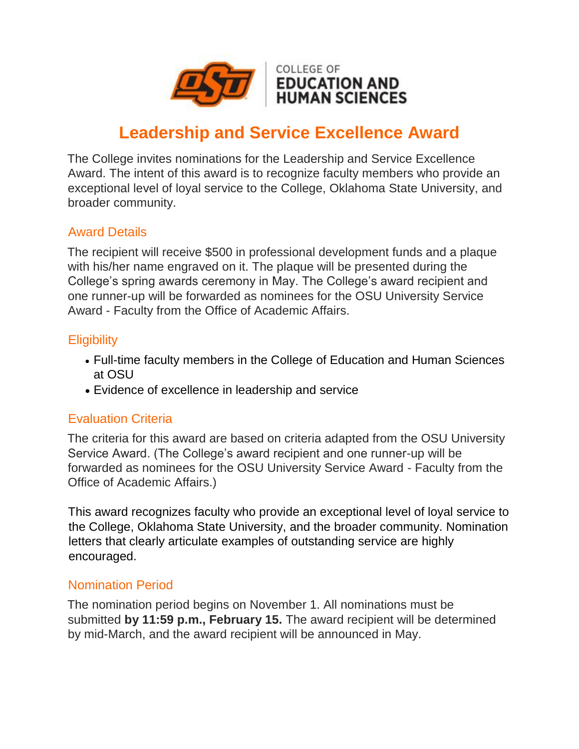COLLEGE OF
EDUCATION AND
HUMAN SCIENCES

# Leadership and Service Excellence Award

The College invites nominations for the Leadership and Service Excellence Award. The intent of this award is to recognize faculty members who provide an exceptional level of loyal service to the College, Oklahoma State University, and broader community.

## Award Details

The recipient will receive $500 in professional development funds and a plaque with his/her name engraved on it. The plaque will be presented during the College's spring awards ceremony in May. The College's award recipient and one runner-up will be forwarded as nominees for the OSU University Service Award - Faculty from the Office of Academic Affairs.

## Eligibility

- Full-time faculty members in the College of Education and Human Sciences at OSU
- Evidence of excellence in leadership and service

## Evaluation Criteria

The criteria for this award are based on criteria adapted from the OSU University Service Award. (The College's award recipient and one runner-up will be forwarded as nominees for the OSU University Service Award - Faculty from the Office of Academic Affairs.)

This award recognizes faculty who provide an exceptional level of loyal service to the College, Oklahoma State University, and the broader community. Nomination letters that clearly articulate examples of outstanding service are highly encouraged.

## Nomination Period

The nomination period begins on November 1. All nominations must be submitted **by 11:59 p.m., February 15.** The award recipient will be determined by mid-March, and the award recipient will be announced in May.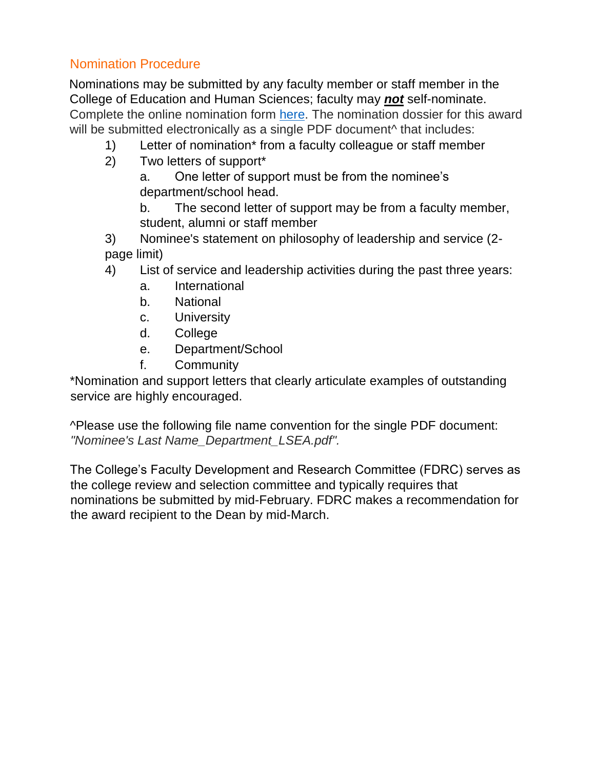## Nomination Procedure

Nominations may be submitted by any faculty member or staff member in the College of Education and Human Sciences; faculty may ***not*** self-nominate. Complete the online nomination form here. The nomination dossier for this award will be submitted electronically as a single PDF document^ that includes:

1) Letter of nomination* from a faculty colleague or staff member
2) Two letters of support*
   a. One letter of support must be from the nominee's department/school head.
   b. The second letter of support may be from a faculty member, student, alumni or staff member
3) Nominee's statement on philosophy of leadership and service (2-page limit)
4) List of service and leadership activities during the past three years:
   a. International
   b. National
   c. University
   d. College
   e. Department/School
   f. Community

*Nomination and support letters that clearly articulate examples of outstanding service are highly encouraged.

^Please use the following file name convention for the single PDF document: *"Nominee's Last Name_Department_LSEA.pdf".*

The College's Faculty Development and Research Committee (FDRC) serves as the college review and selection committee and typically requires that nominations be submitted by mid-February. FDRC makes a recommendation for the award recipient to the Dean by mid-March.